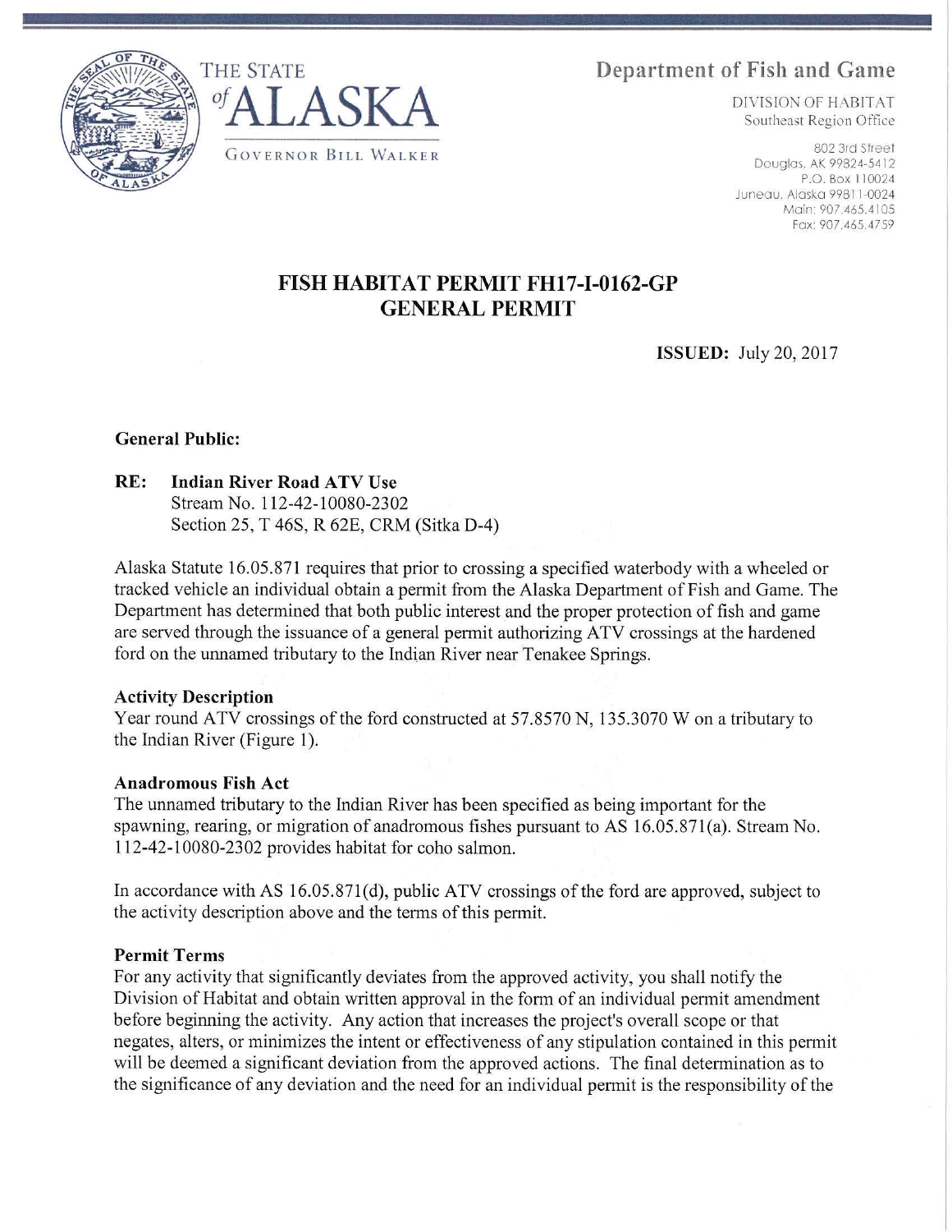THE STATE of ALASKA

GOVERNOR BILL WALKER

Department of Fish and Game

DIVISION OF HABITAT
Southeast Region Office

802 3rd Street
Douglas, AK 99824-5412
P.O. Box 110024
Juneau, Alaska 99811-0024
Main: 907.465.4105
Fax: 907.465.4759

# FISH HABITAT PERMIT FH17-I-0162-GP
# GENERAL PERMIT

**ISSUED:** July 20, 2017

**General Public:**

**RE: Indian River Road ATV Use**
Stream No. 112-42-10080-2302
Section 25, T 46S, R 62E, CRM (Sitka D-4)

Alaska Statute 16.05.871 requires that prior to crossing a specified waterbody with a wheeled or tracked vehicle an individual obtain a permit from the Alaska Department of Fish and Game. The Department has determined that both public interest and the proper protection of fish and game are served through the issuance of a general permit authorizing ATV crossings at the hardened ford on the unnamed tributary to the Indian River near Tenakee Springs.

**Activity Description**

Year round ATV crossings of the ford constructed at 57.8570 N, 135.3070 W on a tributary to the Indian River (Figure 1).

**Anadromous Fish Act**

The unnamed tributary to the Indian River has been specified as being important for the spawning, rearing, or migration of anadromous fishes pursuant to AS 16.05.871(a). Stream No. 112-42-10080-2302 provides habitat for coho salmon.

In accordance with AS 16.05.871(d), public ATV crossings of the ford are approved, subject to the activity description above and the terms of this permit.

**Permit Terms**

For any activity that significantly deviates from the approved activity, you shall notify the Division of Habitat and obtain written approval in the form of an individual permit amendment before beginning the activity. Any action that increases the project's overall scope or that negates, alters, or minimizes the intent or effectiveness of any stipulation contained in this permit will be deemed a significant deviation from the approved actions. The final determination as to the significance of any deviation and the need for an individual permit is the responsibility of the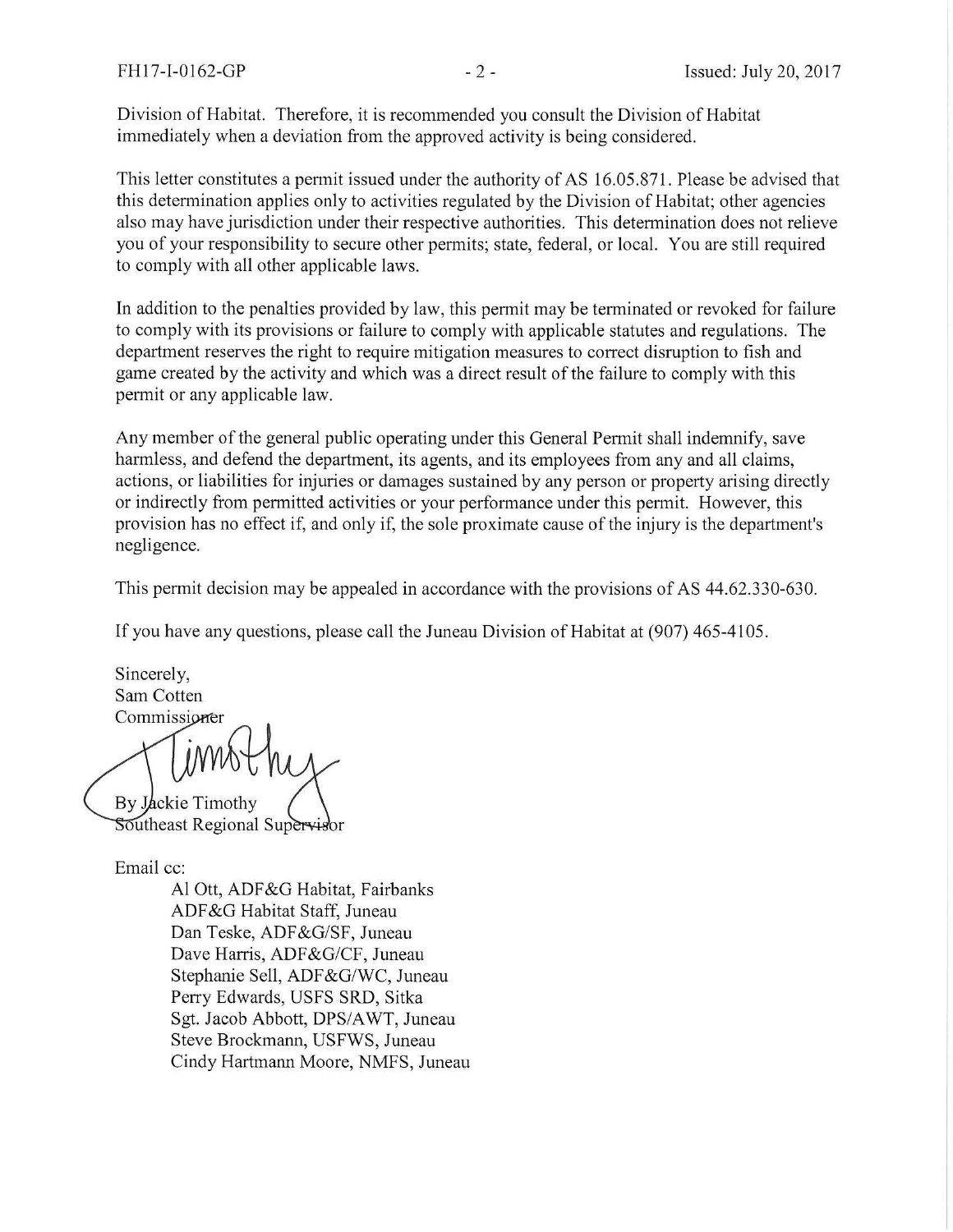Division of Habitat. Therefore, it is recommended you consult the Division of Habitat immediately when a deviation from the approved activity is being considered.

This letter constitutes a permit issued under the authority of AS 16.05.871. Please be advised that this determination applies only to activities regulated by the Division of Habitat; other agencies also may have jurisdiction under their respective authorities. This determination does not relieve you of your responsibility to secure other permits; state, federal, or local. You are still required to comply with all other applicable laws.

In addition to the penalties provided by law, this permit may be terminated or revoked for failure to comply with its provisions or failure to comply with applicable statutes and regulations. The department reserves the right to require mitigation measures to correct disruption to fish and game created by the activity and which was a direct result of the failure to comply with this permit or any applicable law.

Any member of the general public operating under this General Permit shall indemnify, save harmless, and defend the department, its agents, and its employees from any and all claims, actions, or liabilities for injuries or damages sustained by any person or property arising directly or indirectly from permitted activities or your performance under this permit. However, this provision has no effect if, and only if, the sole proximate cause of the injury is the department's negligence.

This permit decision may be appealed in accordance with the provisions of AS 44.62.330-630.

If you have any questions, please call the Juneau Division of Habitat at (907) 465-4105.

Sincerely,
Sam Cotten
Commissioner

By Jackie Timothy
Southeast Regional Supervisor

Email cc:

Al Ott, ADF&G Habitat, Fairbanks
ADF&G Habitat Staff, Juneau
Dan Teske, ADF&G/SF, Juneau
Dave Harris, ADF&G/CF, Juneau
Stephanie Sell, ADF&G/WC, Juneau
Perry Edwards, USFS SRD, Sitka
Sgt. Jacob Abbott, DPS/AWT, Juneau
Steve Brockmann, USFWS, Juneau
Cindy Hartmann Moore, NMFS, Juneau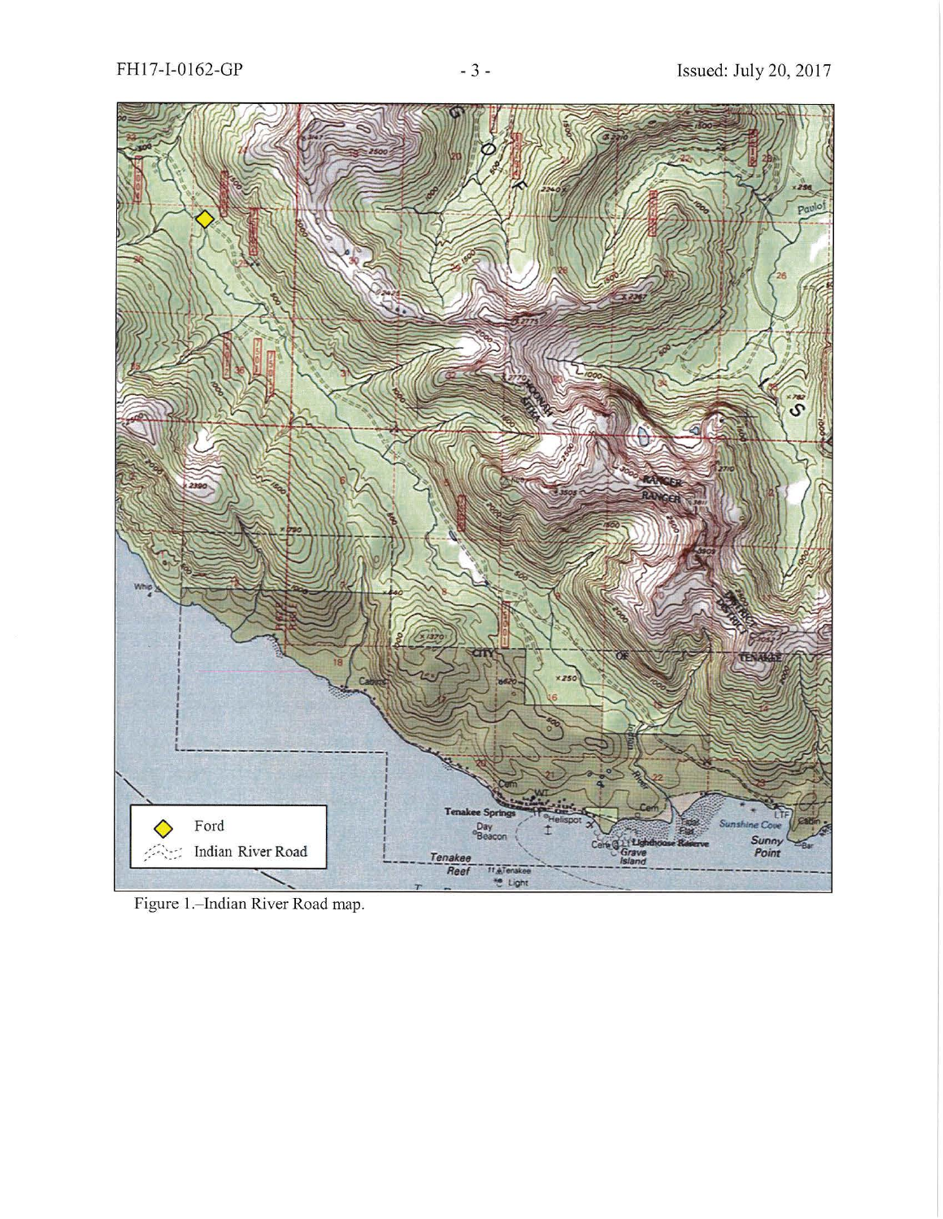Ford

Indian River Road

Figure 1.–Indian River Road map.